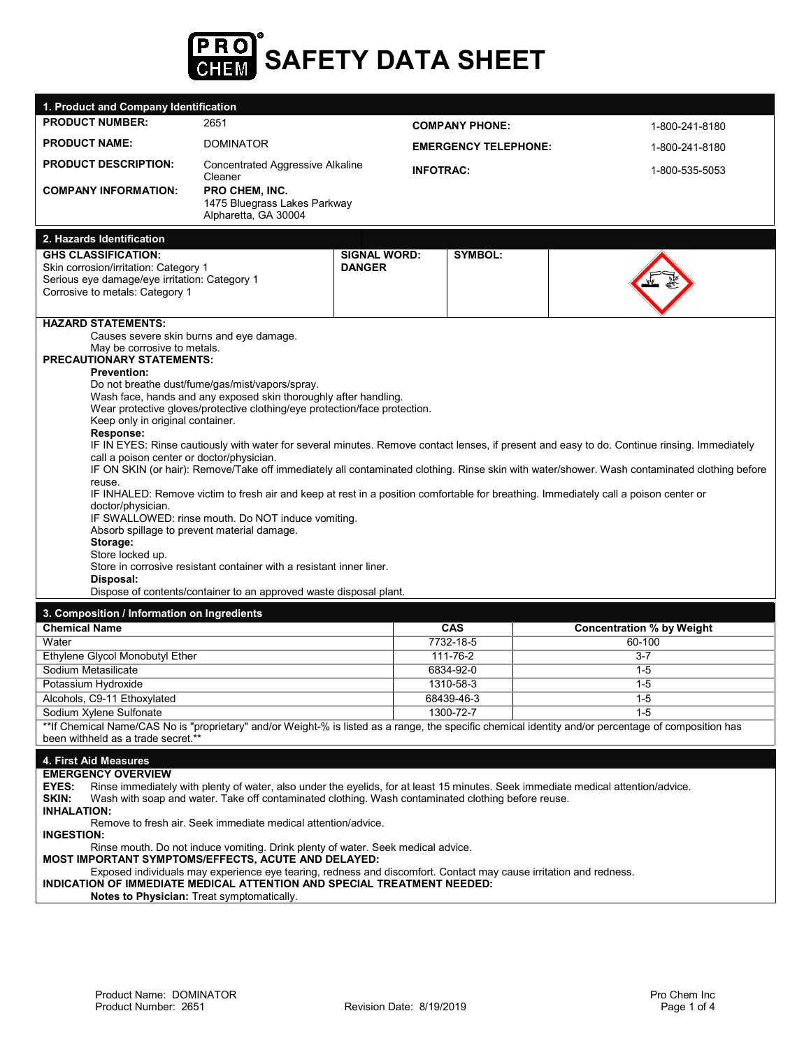# SAFETY DATA SHEET

## 1. Product and Company Identification

| | | | |
|---|---|---|---|
| **PRODUCT NUMBER:** | 2651 | **COMPANY PHONE:** | 1-800-241-8180 |
| **PRODUCT NAME:** | DOMINATOR | **EMERGENCY TELEPHONE:** | 1-800-241-8180 |
| **PRODUCT DESCRIPTION:** | Concentrated Aggressive Alkaline Cleaner | **INFOTRAC:** | 1-800-535-5053 |
| **COMPANY INFORMATION:** | **PRO CHEM, INC.**<br>1475 Bluegrass Lakes Parkway<br>Alpharetta, GA 30004 | | |

## 2. Hazards Identification

| **GHS CLASSIFICATION:** | **SIGNAL WORD:** | **SYMBOL:** |
|---|---|---|
| Skin corrosion/irritation: Category 1<br>Serious eye damage/eye irritation: Category 1<br>Corrosive to metals: Category 1 | **DANGER** | |

**HAZARD STATEMENTS:**

Causes severe skin burns and eye damage.
May be corrosive to metals.

**PRECAUTIONARY STATEMENTS:**

**Prevention:**

Do not breathe dust/fume/gas/mist/vapors/spray.
Wash face, hands and any exposed skin thoroughly after handling.
Wear protective gloves/protective clothing/eye protection/face protection.
Keep only in original container.

**Response:**

IF IN EYES: Rinse cautiously with water for several minutes. Remove contact lenses, if present and easy to do. Continue rinsing. Immediately call a poison center or doctor/physician.
IF ON SKIN (or hair): Remove/Take off immediately all contaminated clothing. Rinse skin with water/shower. Wash contaminated clothing before reuse.
IF INHALED: Remove victim to fresh air and keep at rest in a position comfortable for breathing. Immediately call a poison center or doctor/physician.
IF SWALLOWED: rinse mouth. Do NOT induce vomiting.
Absorb spillage to prevent material damage.

**Storage:**

Store locked up.
Store in corrosive resistant container with a resistant inner liner.

**Disposal:**

Dispose of contents/container to an approved waste disposal plant.

## 3. Composition / Information on Ingredients

| Chemical Name | CAS | Concentration % by Weight |
|---|---|---|
| Water | 7732-18-5 | 60-100 |
| Ethylene Glycol Monobutyl Ether | 111-76-2 | 3-7 |
| Sodium Metasilicate | 6834-92-0 | 1-5 |
| Potassium Hydroxide | 1310-58-3 | 1-5 |
| Alcohols, C9-11 Ethoxylated | 68439-46-3 | 1-5 |
| Sodium Xylene Sulfonate | 1300-72-7 | 1-5 |

**If Chemical Name/CAS No is "proprietary" and/or Weight-% is listed as a range, the specific chemical identity and/or percentage of composition has been withheld as a trade secret.**

## 4. First Aid Measures

**EMERGENCY OVERVIEW**

**EYES:** Rinse immediately with plenty of water, also under the eyelids, for at least 15 minutes. Seek immediate medical attention/advice.
**SKIN:** Wash with soap and water. Take off contaminated clothing. Wash contaminated clothing before reuse.

**INHALATION:**

Remove to fresh air. Seek immediate medical attention/advice.

**INGESTION:**

Rinse mouth. Do not induce vomiting. Drink plenty of water. Seek medical advice.

**MOST IMPORTANT SYMPTOMS/EFFECTS, ACUTE AND DELAYED:**

Exposed individuals may experience eye tearing, redness and discomfort. Contact may cause irritation and redness.

**INDICATION OF IMMEDIATE MEDICAL ATTENTION AND SPECIAL TREATMENT NEEDED:**

**Notes to Physician:** Treat symptomatically.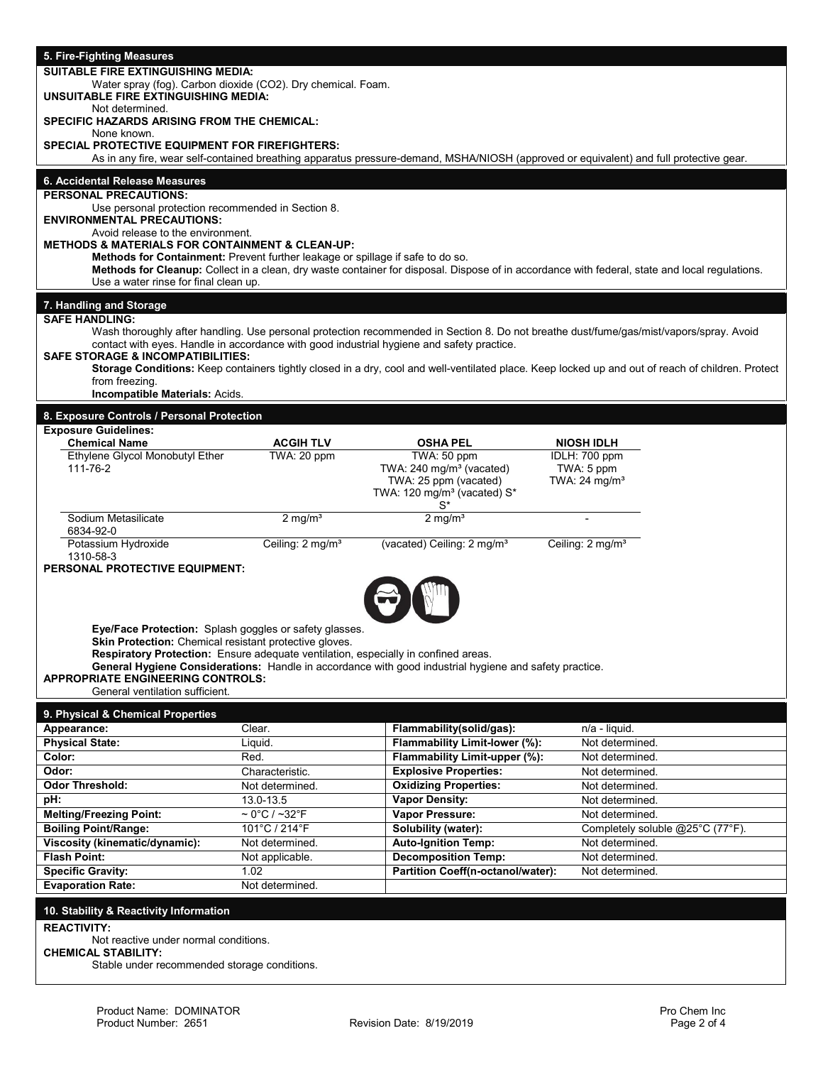## 5. Fire-Fighting Measures

**SUITABLE FIRE EXTINGUISHING MEDIA:**

Water spray (fog). Carbon dioxide ($CO_2$). Dry chemical. Foam.

**UNSUITABLE FIRE EXTINGUISHING MEDIA:**

Not determined.

**SPECIFIC HAZARDS ARISING FROM THE CHEMICAL:**

None known.

**SPECIAL PROTECTIVE EQUIPMENT FOR FIREFIGHTERS:**

As in any fire, wear self-contained breathing apparatus pressure-demand, MSHA/NIOSH (approved or equivalent) and full protective gear.

## 6. Accidental Release Measures

**PERSONAL PRECAUTIONS:**

Use personal protection recommended in Section 8.

**ENVIRONMENTAL PRECAUTIONS:**

Avoid release to the environment.

**METHODS & MATERIALS FOR CONTAINMENT & CLEAN-UP:**

**Methods for Containment:** Prevent further leakage or spillage if safe to do so.

**Methods for Cleanup:** Collect in a clean, dry waste container for disposal. Dispose of in accordance with federal, state and local regulations. Use a water rinse for final clean up.

## 7. Handling and Storage

**SAFE HANDLING:**

Wash thoroughly after handling. Use personal protection recommended in Section 8. Do not breathe dust/fume/gas/mist/vapors/spray. Avoid contact with eyes. Handle in accordance with good industrial hygiene and safety practice.

**SAFE STORAGE & INCOMPATIBILITIES:**

**Storage Conditions:** Keep containers tightly closed in a dry, cool and well-ventilated place. Keep locked up and out of reach of children. Protect from freezing.

**Incompatible Materials:** Acids.

## 8. Exposure Controls / Personal Protection

**Exposure Guidelines:**

| Chemical Name | ACGIH TLV | OSHA PEL | NIOSH IDLH |
|---|---|---|---|
| Ethylene Glycol Monobutyl Ether 111-76-2 | TWA: 20 ppm | TWA: 50 ppm<br>TWA: 240 mg/m³ (vacated)<br>TWA: 25 ppm (vacated)<br>TWA: 120 mg/m³ (vacated) S*<br>S* | IDLH: 700 ppm<br>TWA: 5 ppm<br>TWA: 24 mg/m³ |
| Sodium Metasilicate 6834-92-0 | 2 mg/m³ | 2 mg/m³ | - |
| Potassium Hydroxide 1310-58-3 | Ceiling: 2 mg/m³ | (vacated) Ceiling: 2 mg/m³ | Ceiling: 2 mg/m³ |

**PERSONAL PROTECTIVE EQUIPMENT:**

**Eye/Face Protection:** Splash goggles or safety glasses.

**Skin Protection:** Chemical resistant protective gloves.

**Respiratory Protection:** Ensure adequate ventilation, especially in confined areas.

**General Hygiene Considerations:** Handle in accordance with good industrial hygiene and safety practice.

**APPROPRIATE ENGINEERING CONTROLS:**

General ventilation sufficient.

## 9. Physical & Chemical Properties

| Property | Value | Property | Value |
|---|---|---|---|
| **Appearance:** | Clear. | **Flammability(solid/gas):** | n/a - liquid. |
| **Physical State:** | Liquid. | **Flammability Limit-lower (%):** | Not determined. |
| **Color:** | Red. | **Flammability Limit-upper (%):** | Not determined. |
| **Odor:** | Characteristic. | **Explosive Properties:** | Not determined. |
| **Odor Threshold:** | Not determined. | **Oxidizing Properties:** | Not determined. |
| **pH:** | 13.0-13.5 | **Vapor Density:** | Not determined. |
| **Melting/Freezing Point:** | ~ 0°C / ~32°F | **Vapor Pressure:** | Not determined. |
| **Boiling Point/Range:** | 101°C / 214°F | **Solubility (water):** | Completely soluble @25°C (77°F). |
| **Viscosity (kinematic/dynamic):** | Not determined. | **Auto-Ignition Temp:** | Not determined. |
| **Flash Point:** | Not applicable. | **Decomposition Temp:** | Not determined. |
| **Specific Gravity:** | 1.02 | **Partition Coeff(n-octanol/water):** | Not determined. |
| **Evaporation Rate:** | Not determined. | | |

## 10. Stability & Reactivity Information

**REACTIVITY:**

Not reactive under normal conditions.

**CHEMICAL STABILITY:**

Stable under recommended storage conditions.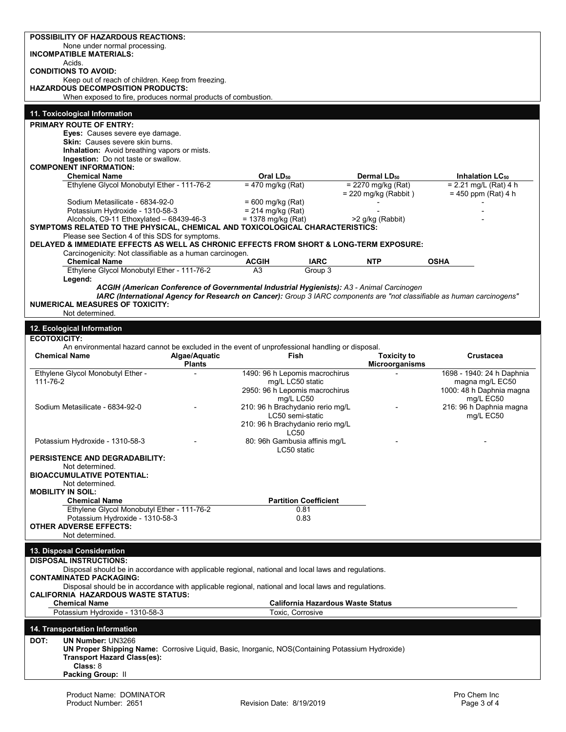**POSSIBILITY OF HAZARDOUS REACTIONS:**
None under normal processing.

**INCOMPATIBLE MATERIALS:**
Acids.

**CONDITIONS TO AVOID:**
Keep out of reach of children. Keep from freezing.

**HAZARDOUS DECOMPOSITION PRODUCTS:**
When exposed to fire, produces normal products of combustion.

## 11. Toxicological Information

**PRIMARY ROUTE OF ENTRY:**

**Eyes:** Causes severe eye damage.
**Skin:** Causes severe skin burns.
**Inhalation:** Avoid breathing vapors or mists.
**Ingestion:** Do not taste or swallow.

**COMPONENT INFORMATION:**

| Chemical Name | Oral $LD_{50}$ | Dermal $LD_{50}$ | Inhalation $LC_{50}$ |
|---|---|---|---|
| Ethylene Glycol Monobutyl Ether - 111-76-2 | = 470 mg/kg (Rat) | = 2270 mg/kg (Rat)<br>= 220 mg/kg (Rabbit ) | = 2.21 mg/L (Rat) 4 h<br>= 450 ppm (Rat) 4 h |
| Sodium Metasilicate - 6834-92-0 | = 600 mg/kg (Rat) | - | - |
| Potassium Hydroxide - 1310-58-3 | = 214 mg/kg (Rat) | - | - |
| Alcohols, C9-11 Ethoxylated – 68439-46-3 | = 1378 mg/kg (Rat) | >2 g/kg (Rabbit) | - |

**SYMPTOMS RELATED TO THE PHYSICAL, CHEMICAL AND TOXICOLOGICAL CHARACTERISTICS:**
Please see Section 4 of this SDS for symptoms.

**DELAYED & IMMEDIATE EFFECTS AS WELL AS CHRONIC EFFECTS FROM SHORT & LONG-TERM EXPOSURE:**
Carcinogenicity: Not classifiable as a human carcinogen.

| Chemical Name | ACGIH | IARC | NTP | OSHA |
|---|---|---|---|---|
| Ethylene Glycol Monobutyl Ether - 111-76-2 | A3 | Group 3 | | |

**Legend:**

***ACGIH (American Conference of Governmental Industrial Hygienists):*** *A3 - Animal Carcinogen*
***IARC (International Agency for Research on Cancer):*** *Group 3 IARC components are "not classifiable as human carcinogens"*

**NUMERICAL MEASURES OF TOXICITY:**
Not determined.

## 12. Ecological Information

**ECOTOXICITY:**
An environmental hazard cannot be excluded in the event of unprofessional handling or disposal.

| Chemical Name | Algae/Aquatic Plants | Fish | Toxicity to Microorganisms | Crustacea |
|---|---|---|---|---|
| Ethylene Glycol Monobutyl Ether - 111-76-2 | - | 1490: 96 h Lepomis macrochirus mg/L LC50 static<br>2950: 96 h Lepomis macrochirus mg/L LC50 | - | 1698 - 1940: 24 h Daphnia magna mg/L EC50<br>1000: 48 h Daphnia magna mg/L EC50 |
| Sodium Metasilicate - 6834-92-0 | - | 210: 96 h Brachydanio rerio mg/L LC50 semi-static<br>210: 96 h Brachydanio rerio mg/L LC50 | - | 216: 96 h Daphnia magna mg/L EC50 |
| Potassium Hydroxide - 1310-58-3 | - | 80: 96h Gambusia affinis mg/L LC50 static | - | - |

**PERSISTENCE AND DEGRADABILITY:**
Not determined.

**BIOACCUMULATIVE POTENTIAL:**
Not determined.

**MOBILITY IN SOIL:**

| Chemical Name | Partition Coefficient |
|---|---|
| Ethylene Glycol Monobutyl Ether - 111-76-2 | 0.81 |
| Potassium Hydroxide - 1310-58-3 | 0.83 |

**OTHER ADVERSE EFFECTS:**
Not determined.

## 13. Disposal Consideration

**DISPOSAL INSTRUCTIONS:**
Disposal should be in accordance with applicable regional, national and local laws and regulations.

**CONTAMINATED PACKAGING:**
Disposal should be in accordance with applicable regional, national and local laws and regulations.

**CALIFORNIA HAZARDOUS WASTE STATUS:**

| Chemical Name | California Hazardous Waste Status |
|---|---|
| Potassium Hydroxide - 1310-58-3 | Toxic, Corrosive |

## 14. Transportation Information

**DOT:** **UN Number:** UN3266
**UN Proper Shipping Name:** Corrosive Liquid, Basic, Inorganic, NOS(Containing Potassium Hydroxide)
**Transport Hazard Class(es):**
**Class:** 8
**Packing Group:** II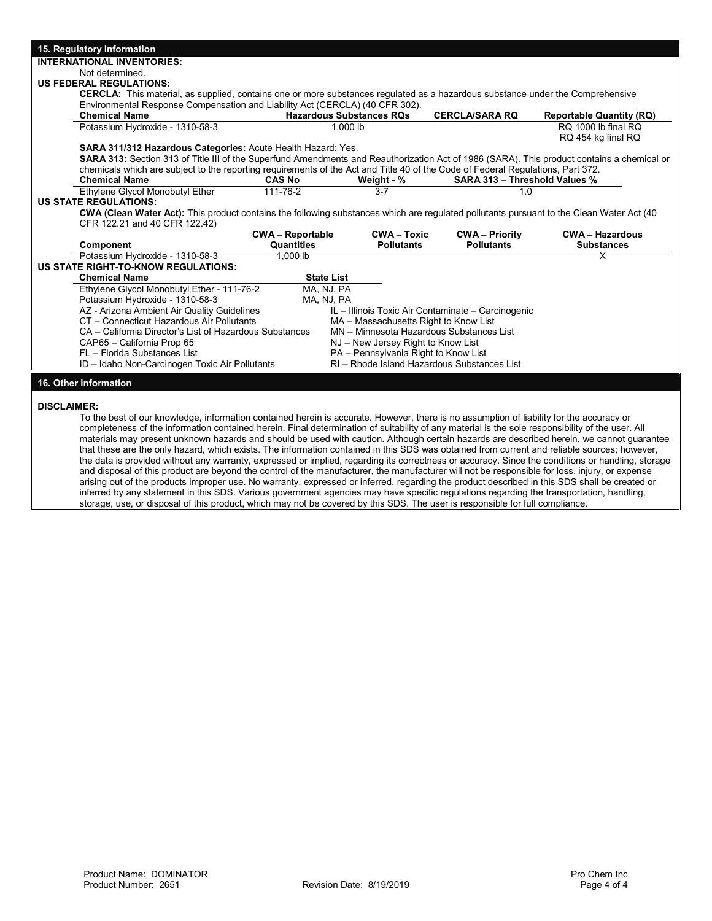## 15. Regulatory Information

**INTERNATIONAL INVENTORIES:**

Not determined.

**US FEDERAL REGULATIONS:**

**CERCLA:** This material, as supplied, contains one or more substances regulated as a hazardous substance under the Comprehensive Environmental Response Compensation and Liability Act (CERCLA) (40 CFR 302).

| Chemical Name | Hazardous Substances RQs | CERCLA/SARA RQ | Reportable Quantity (RQ) |
|---|---|---|---|
| Potassium Hydroxide - 1310-58-3 | 1,000 lb | | RQ 1000 lb final RQ<br>RQ 454 kg final RQ |

**SARA 311/312 Hazardous Categories:** Acute Health Hazard: Yes.

**SARA 313:** Section 313 of Title III of the Superfund Amendments and Reauthorization Act of 1986 (SARA). This product contains a chemical or chemicals which are subject to the reporting requirements of the Act and Title 40 of the Code of Federal Regulations, Part 372.

| Chemical Name | CAS No | Weight - % | SARA 313 – Threshold Values % |
|---|---|---|---|
| Ethylene Glycol Monobutyl Ether | 111-76-2 | 3-7 | 1.0 |

**US STATE REGULATIONS:**

**CWA (Clean Water Act):** This product contains the following substances which are regulated pollutants pursuant to the Clean Water Act (40 CFR 122.21 and 40 CFR 122.42)

| Component | CWA – Reportable Quantities | CWA – Toxic Pollutants | CWA – Priority Pollutants | CWA – Hazardous Substances |
|---|---|---|---|---|
| Potassium Hydroxide - 1310-58-3 | 1,000 lb | | | X |

**US STATE RIGHT-TO-KNOW REGULATIONS:**

| Chemical Name | State List |
|---|---|
| Ethylene Glycol Monobutyl Ether - 111-76-2 | MA, NJ, PA |
| Potassium Hydroxide - 1310-58-3 | MA, NJ, PA |

AZ - Arizona Ambient Air Quality Guidelines
CT – Connecticut Hazardous Air Pollutants
CA – California Director's List of Hazardous Substances
CAP65 – California Prop 65
FL – Florida Substances List
ID – Idaho Non-Carcinogen Toxic Air Pollutants
IL – Illinois Toxic Air Contaminate – Carcinogenic
MA – Massachusetts Right to Know List
MN – Minnesota Hazardous Substances List
NJ – New Jersey Right to Know List
PA – Pennsylvania Right to Know List
RI – Rhode Island Hazardous Substances List

## 16. Other Information

**DISCLAIMER:**

To the best of our knowledge, information contained herein is accurate. However, there is no assumption of liability for the accuracy or completeness of the information contained herein. Final determination of suitability of any material is the sole responsibility of the user. All materials may present unknown hazards and should be used with caution. Although certain hazards are described herein, we cannot guarantee that these are the only hazard, which exists. The information contained in this SDS was obtained from current and reliable sources; however, the data is provided without any warranty, expressed or implied, regarding its correctness or accuracy. Since the conditions or handling, storage and disposal of this product are beyond the control of the manufacturer, the manufacturer will not be responsible for loss, injury, or expense arising out of the products improper use. No warranty, expressed or inferred, regarding the product described in this SDS shall be created or inferred by any statement in this SDS. Various government agencies may have specific regulations regarding the transportation, handling, storage, use, or disposal of this product, which may not be covered by this SDS. The user is responsible for full compliance.